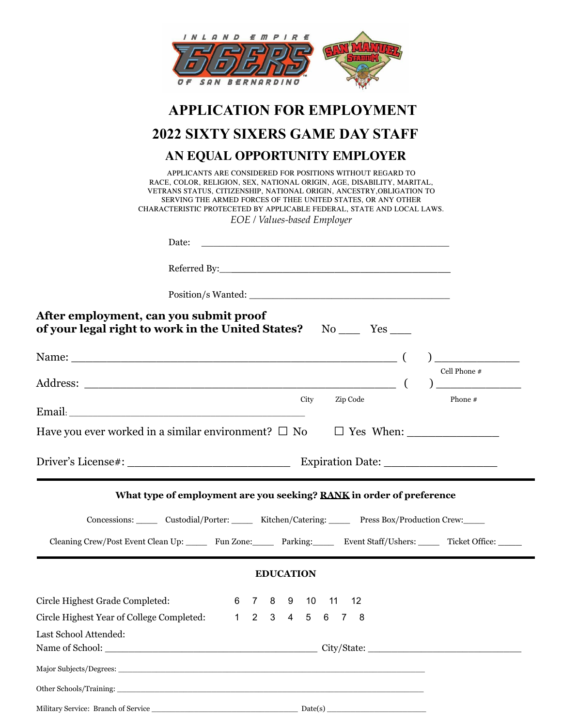INLAND EMPIRE 66ERS OF SAN BERNARDINO

SAN MANUEL STADIUM

# APPLICATION FOR EMPLOYMENT

## 2022 SIXTY SIXERS GAME DAY STAFF

## AN EQUAL OPPORTUNITY EMPLOYER

APPLICANTS ARE CONSIDERED FOR POSITIONS WITHOUT REGARD TO RACE, COLOR, RELIGION, SEX, NATIONAL ORIGIN, AGE, DISABILITY, MARITAL, VETRANS STATUS, CITIZENSHIP, NATIONAL ORIGIN, ANCESTRY,OBLIGATION TO SERVING THE ARMED FORCES OF THEE UNITED STATES, OR ANY OTHER CHARACTERISTIC PROTECTED BY APPLICABLE FEDERAL, STATE AND LOCAL LAWS.

*EOE / Values-based Employer*

Date: ______________________________________________

Referred By:______________________________________________

Position/s Wanted: ______________________________________

**After employment, can you submit proof of your legal right to work in the United States?** No ____ Yes ____

Name: ____________________________________________________ ( ) ______________ Cell Phone #

Address: __________________________________________________ ( ) ______________

City Zip Code Phone #

Email: ________________________________________

Have you ever worked in a similar environment? ☐ No ☐ Yes When: ______________

Driver's License#: _________________________ Expiration Date: _________________

---

**What type of employment are you seeking? RANK in order of preference**

Concessions: _____ Custodial/Porter: _____ Kitchen/Catering: _____ Press Box/Production Crew:_____

Cleaning Crew/Post Event Clean Up: _____ Fun Zone:_____ Parking:_____ Event Staff/Ushers: _____ Ticket Office: _____

---

**EDUCATION**

Circle Highest Grade Completed: 6 7 8 9 10 11 12

Circle Highest Year of College Completed: 1 2 3 4 5 6 7 8

Last School Attended:
Name of School: ________________________________________ City/State: ____________________________

Major Subjects/Degrees: ___________________________________________________________________

Other Schools/Training: ___________________________________________________________________

Military Service: Branch of Service ___________________________________ Date(s) ______________________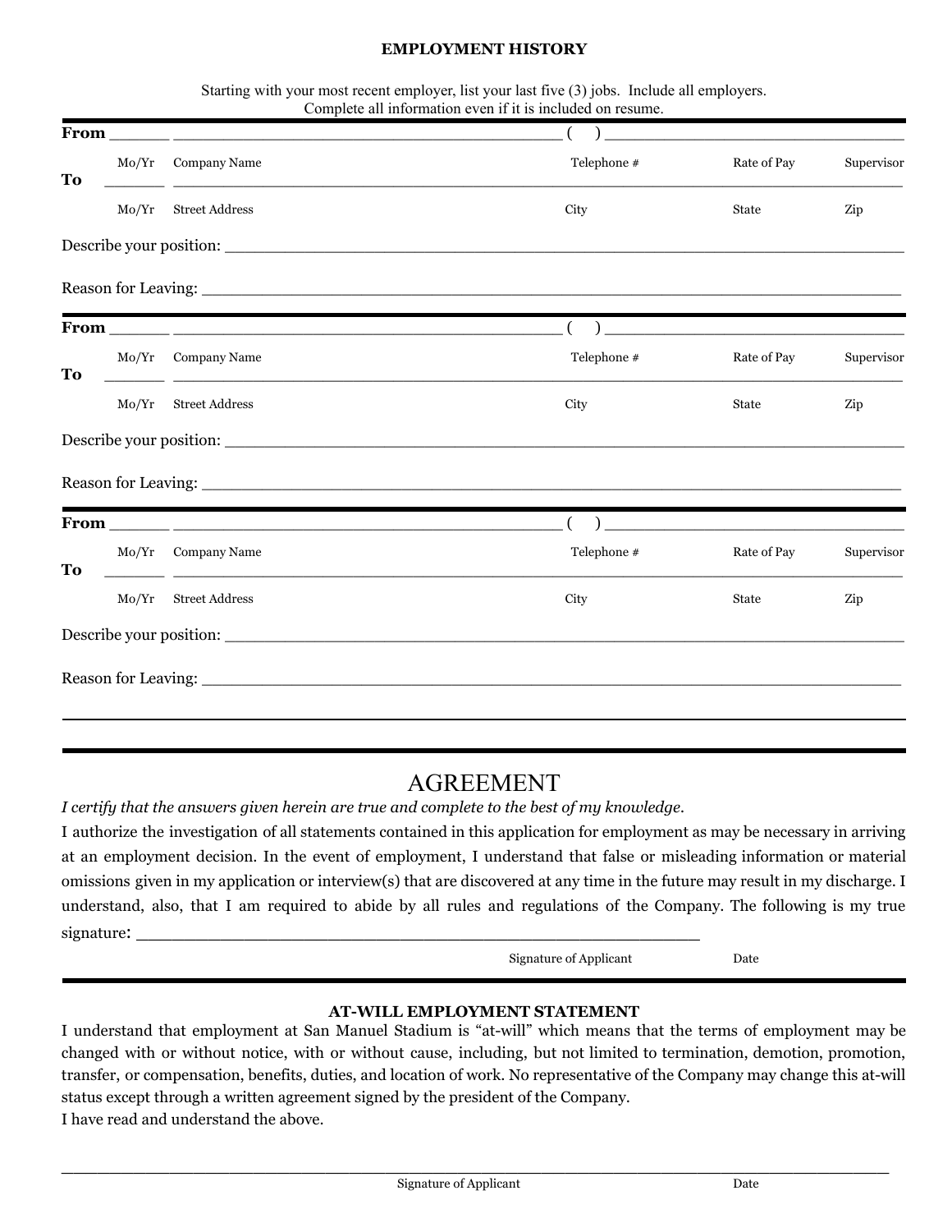## EMPLOYMENT HISTORY

Starting with your most recent employer, list your last five (3) jobs. Include all employers.
Complete all information even if it is included on resume.

**From** ______ ________________________________________ ( ) ______________________________

Mo/Yr Company Name Telephone # Rate of Pay Supervisor

**To** ______ ____________________________________________________________________________

Mo/Yr Street Address City State Zip

Describe your position: ______________________________________________________________

Reason for Leaving: _________________________________________________________________

---

**From** ______ ________________________________________ ( ) ______________________________

Mo/Yr Company Name Telephone # Rate of Pay Supervisor

**To** ______ ____________________________________________________________________________

Mo/Yr Street Address City State Zip

Describe your position: ______________________________________________________________

Reason for Leaving: _________________________________________________________________

---

**From** ______ ________________________________________ ( ) ______________________________

Mo/Yr Company Name Telephone # Rate of Pay Supervisor

**To** ______ ____________________________________________________________________________

Mo/Yr Street Address City State Zip

Describe your position: ______________________________________________________________

Reason for Leaving: _________________________________________________________________

---

# AGREEMENT

*I certify that the answers given herein are true and complete to the best of my knowledge.*

I authorize the investigation of all statements contained in this application for employment as may be necessary in arriving at an employment decision. In the event of employment, I understand that false or misleading information or material omissions given in my application or interview(s) that are discovered at any time in the future may result in my discharge. I understand, also, that I am required to abide by all rules and regulations of the Company. The following is my true signature: ____________________________________________________

Signature of Applicant Date

---

### AT-WILL EMPLOYMENT STATEMENT

I understand that employment at San Manuel Stadium is "at-will" which means that the terms of employment may be changed with or without notice, with or without cause, including, but not limited to termination, demotion, promotion, transfer, or compensation, benefits, duties, and location of work. No representative of the Company may change this at-will status except through a written agreement signed by the president of the Company.

I have read and understand the above.

________________________________________________________________________________

Signature of Applicant Date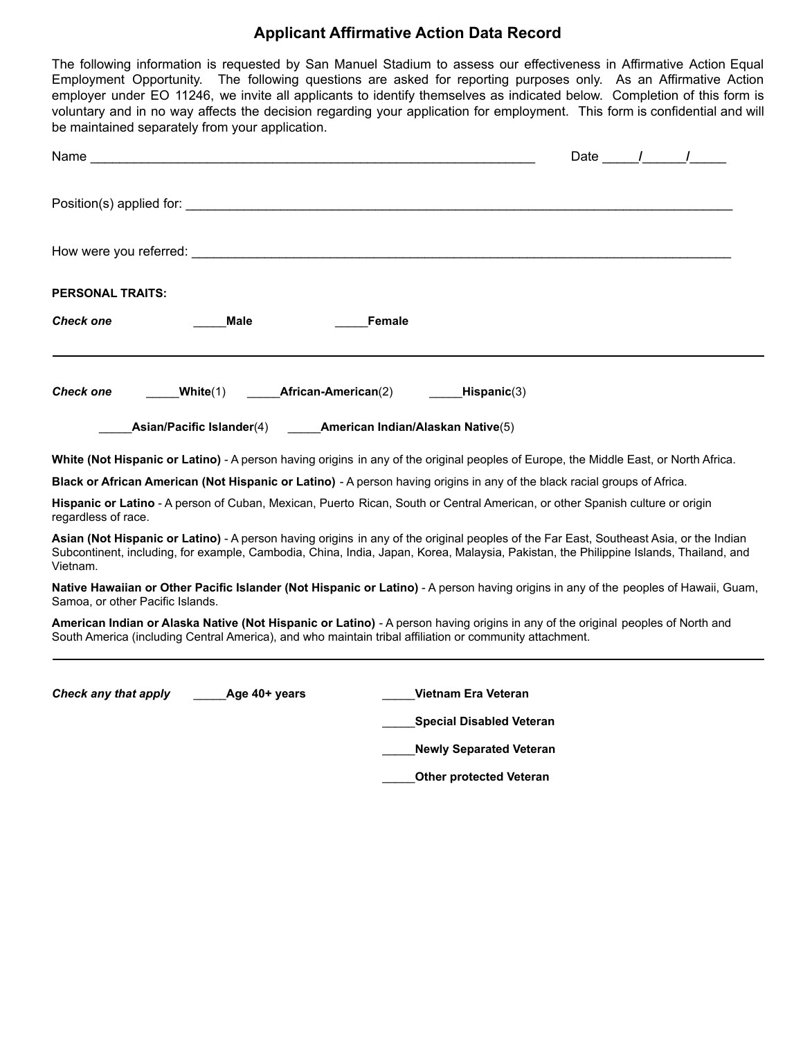# Applicant Affirmative Action Data Record

The following information is requested by San Manuel Stadium to assess our effectiveness in Affirmative Action Equal Employment Opportunity. The following questions are asked for reporting purposes only. As an Affirmative Action employer under EO 11246, we invite all applicants to identify themselves as indicated below. Completion of this form is voluntary and in no way affects the decision regarding your application for employment. This form is confidential and will be maintained separately from your application.

Name _______________________________________________________________ Date _____/______/_____

Position(s) applied for: ___________________________________________________________________________

How were you referred: ____________________________________________________________________________

**PERSONAL TRAITS:**

***Check one*** _____**Male** _____**Female**

---

***Check one*** _____**White**(1) _____**African-American**(2) _____**Hispanic**(3)

_____**Asian/Pacific Islander**(4) _____**American Indian/Alaskan Native**(5)

**White (Not Hispanic or Latino)** - A person having origins in any of the original peoples of Europe, the Middle East, or North Africa.

**Black or African American (Not Hispanic or Latino)** - A person having origins in any of the black racial groups of Africa.

**Hispanic or Latino** - A person of Cuban, Mexican, Puerto Rican, South or Central American, or other Spanish culture or origin regardless of race.

**Asian (Not Hispanic or Latino)** - A person having origins in any of the original peoples of the Far East, Southeast Asia, or the Indian Subcontinent, including, for example, Cambodia, China, India, Japan, Korea, Malaysia, Pakistan, the Philippine Islands, Thailand, and Vietnam.

**Native Hawaiian or Other Pacific Islander (Not Hispanic or Latino)** - A person having origins in any of the peoples of Hawaii, Guam, Samoa, or other Pacific Islands.

**American Indian or Alaska Native (Not Hispanic or Latino)** - A person having origins in any of the original peoples of North and South America (including Central America), and who maintain tribal affiliation or community attachment.

---

***Check any that apply*** _____**Age 40+ years**

_____**Vietnam Era Veteran**

_____**Special Disabled Veteran**

_____**Newly Separated Veteran**

_____**Other protected Veteran**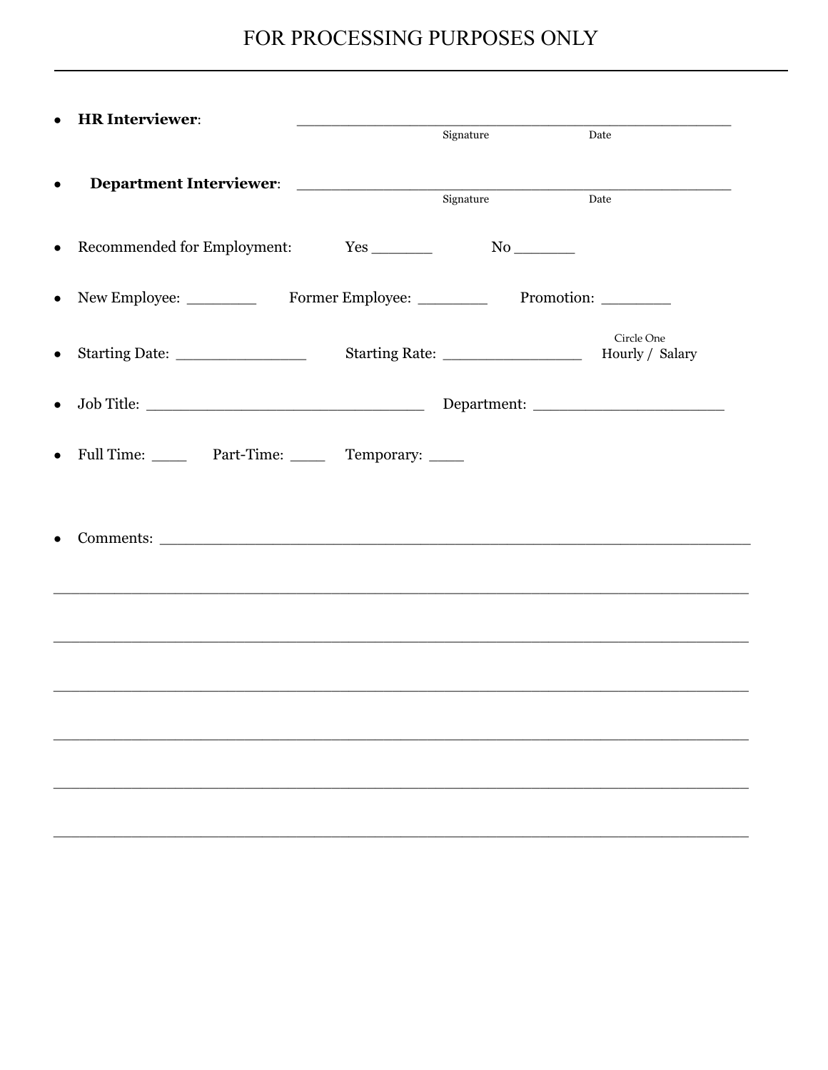# FOR PROCESSING PURPOSES ONLY

---

- **HR Interviewer**: ____________________________________________
  Signature Date

- **Department Interviewer**: ____________________________________________
  Signature Date

- Recommended for Employment: Yes _______ No _______

- New Employee: ________ Former Employee: ________ Promotion: ________

- Starting Date: _______________ Starting Rate: ________________ Circle One Hourly / Salary

- Job Title: ________________________________ Department: ______________________

- Full Time: ____ Part-Time: ____ Temporary: ____

- Comments: ____________________________________________________________________

________________________________________________________________________________

________________________________________________________________________________

________________________________________________________________________________

________________________________________________________________________________

________________________________________________________________________________

________________________________________________________________________________